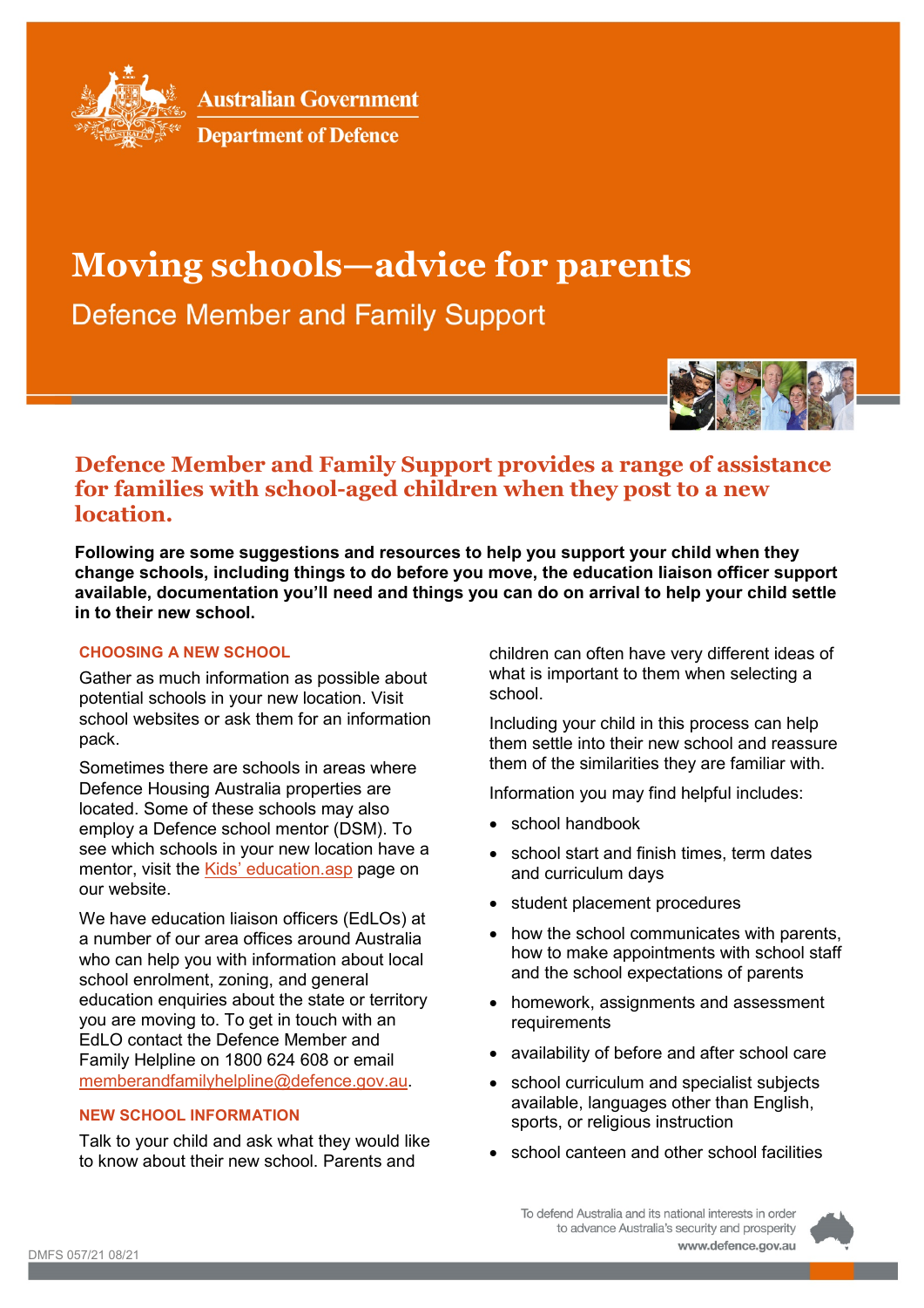Australian Government
Department of Defence

# Moving schools—advice for parents

Defence Member and Family Support

## Defence Member and Family Support provides a range of assistance for families with school-aged children when they post to a new location.

**Following are some suggestions and resources to help you support your child when they change schools, including things to do before you move, the education liaison officer support available, documentation you'll need and things you can do on arrival to help your child settle in to their new school.**

### CHOOSING A NEW SCHOOL

Gather as much information as possible about potential schools in your new location. Visit school websites or ask them for an information pack.

Sometimes there are schools in areas where Defence Housing Australia properties are located. Some of these schools may also employ a Defence school mentor (DSM). To see which schools in your new location have a mentor, visit the Kids' education.asp page on our website.

We have education liaison officers (EdLOs) at a number of our area offices around Australia who can help you with information about local school enrolment, zoning, and general education enquiries about the state or territory you are moving to. To get in touch with an EdLO contact the Defence Member and Family Helpline on 1800 624 608 or email memberandfamilyhelpline@defence.gov.au.

### NEW SCHOOL INFORMATION

Talk to your child and ask what they would like to know about their new school. Parents and children can often have very different ideas of what is important to them when selecting a school.

Including your child in this process can help them settle into their new school and reassure them of the similarities they are familiar with.

Information you may find helpful includes:

- school handbook
- school start and finish times, term dates and curriculum days
- student placement procedures
- how the school communicates with parents, how to make appointments with school staff and the school expectations of parents
- homework, assignments and assessment requirements
- availability of before and after school care
- school curriculum and specialist subjects available, languages other than English, sports, or religious instruction
- school canteen and other school facilities

To defend Australia and its national interests in order to advance Australia's security and prosperity
www.defence.gov.au

DMFS 057/21 08/21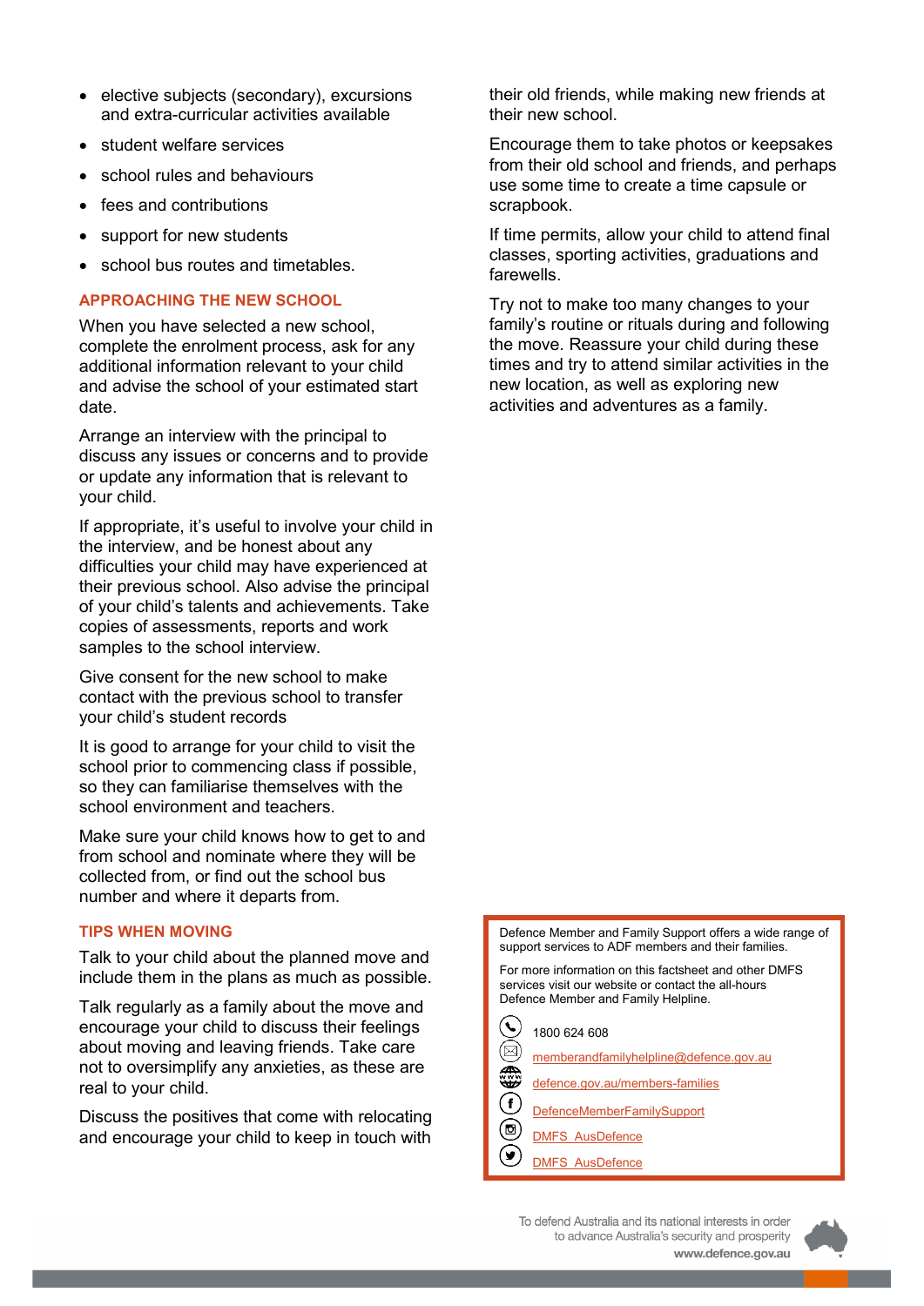- elective subjects (secondary), excursions and extra-curricular activities available
- student welfare services
- school rules and behaviours
- fees and contributions
- support for new students
- school bus routes and timetables.

## APPROACHING THE NEW SCHOOL

When you have selected a new school, complete the enrolment process, ask for any additional information relevant to your child and advise the school of your estimated start date.

Arrange an interview with the principal to discuss any issues or concerns and to provide or update any information that is relevant to your child.

If appropriate, it's useful to involve your child in the interview, and be honest about any difficulties your child may have experienced at their previous school. Also advise the principal of your child's talents and achievements. Take copies of assessments, reports and work samples to the school interview.

Give consent for the new school to make contact with the previous school to transfer your child's student records

It is good to arrange for your child to visit the school prior to commencing class if possible, so they can familiarise themselves with the school environment and teachers.

Make sure your child knows how to get to and from school and nominate where they will be collected from, or find out the school bus number and where it departs from.

## TIPS WHEN MOVING

Talk to your child about the planned move and include them in the plans as much as possible.

Talk regularly as a family about the move and encourage your child to discuss their feelings about moving and leaving friends. Take care not to oversimplify any anxieties, as these are real to your child.

Discuss the positives that come with relocating and encourage your child to keep in touch with their old friends, while making new friends at their new school.

Encourage them to take photos or keepsakes from their old school and friends, and perhaps use some time to create a time capsule or scrapbook.

If time permits, allow your child to attend final classes, sporting activities, graduations and farewells.

Try not to make too many changes to your family's routine or rituals during and following the move. Reassure your child during these times and try to attend similar activities in the new location, as well as exploring new activities and adventures as a family.

Defence Member and Family Support offers a wide range of support services to ADF members and their families.

For more information on this factsheet and other DMFS services visit our website or contact the all-hours Defence Member and Family Helpline.

1800 624 608

memberandfamilyhelpline@defence.gov.au

defence.gov.au/members-families

DefenceMemberFamilySupport

DMFS_AusDefence

DMFS_AusDefence

To defend Australia and its national interests in order to advance Australia's security and prosperity

www.defence.gov.au